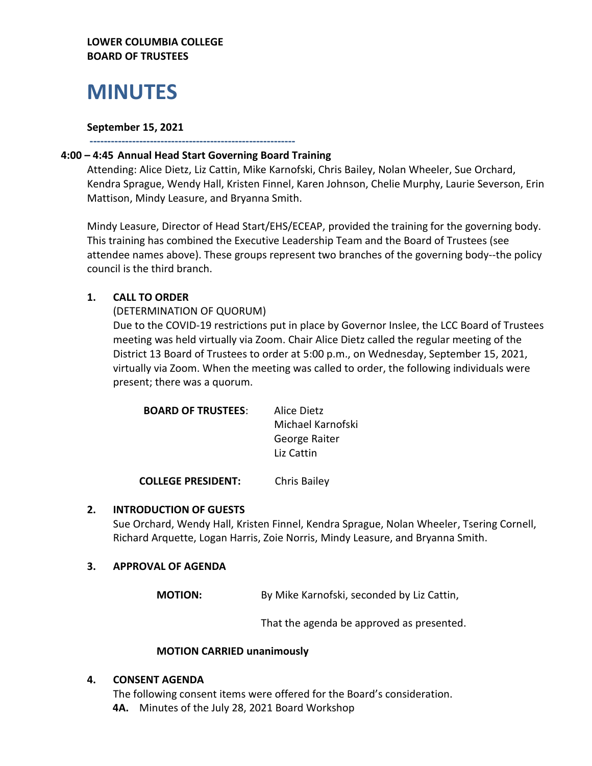**LOWER COLUMBIA COLLEGE**
**BOARD OF TRUSTEES**

# MINUTES

**September 15, 2021**

---

**4:00 – 4:45 Annual Head Start Governing Board Training**

Attending: Alice Dietz, Liz Cattin, Mike Karnofski, Chris Bailey, Nolan Wheeler, Sue Orchard, Kendra Sprague, Wendy Hall, Kristen Finnel, Karen Johnson, Chelie Murphy, Laurie Severson, Erin Mattison, Mindy Leasure, and Bryanna Smith.

Mindy Leasure, Director of Head Start/EHS/ECEAP, provided the training for the governing body. This training has combined the Executive Leadership Team and the Board of Trustees (see attendee names above). These groups represent two branches of the governing body--the policy council is the third branch.

## 1. CALL TO ORDER

(DETERMINATION OF QUORUM)

Due to the COVID-19 restrictions put in place by Governor Inslee, the LCC Board of Trustees meeting was held virtually via Zoom. Chair Alice Dietz called the regular meeting of the District 13 Board of Trustees to order at 5:00 p.m., on Wednesday, September 15, 2021, virtually via Zoom. When the meeting was called to order, the following individuals were present; there was a quorum.

**BOARD OF TRUSTEES**: Alice Dietz
Michael Karnofski
George Raiter
Liz Cattin

**COLLEGE PRESIDENT:** Chris Bailey

## 2. INTRODUCTION OF GUESTS

Sue Orchard, Wendy Hall, Kristen Finnel, Kendra Sprague, Nolan Wheeler, Tsering Cornell, Richard Arquette, Logan Harris, Zoie Norris, Mindy Leasure, and Bryanna Smith.

## 3. APPROVAL OF AGENDA

**MOTION:** By Mike Karnofski, seconded by Liz Cattin,

That the agenda be approved as presented.

**MOTION CARRIED unanimously**

## 4. CONSENT AGENDA

The following consent items were offered for the Board's consideration.

**4A.** Minutes of the July 28, 2021 Board Workshop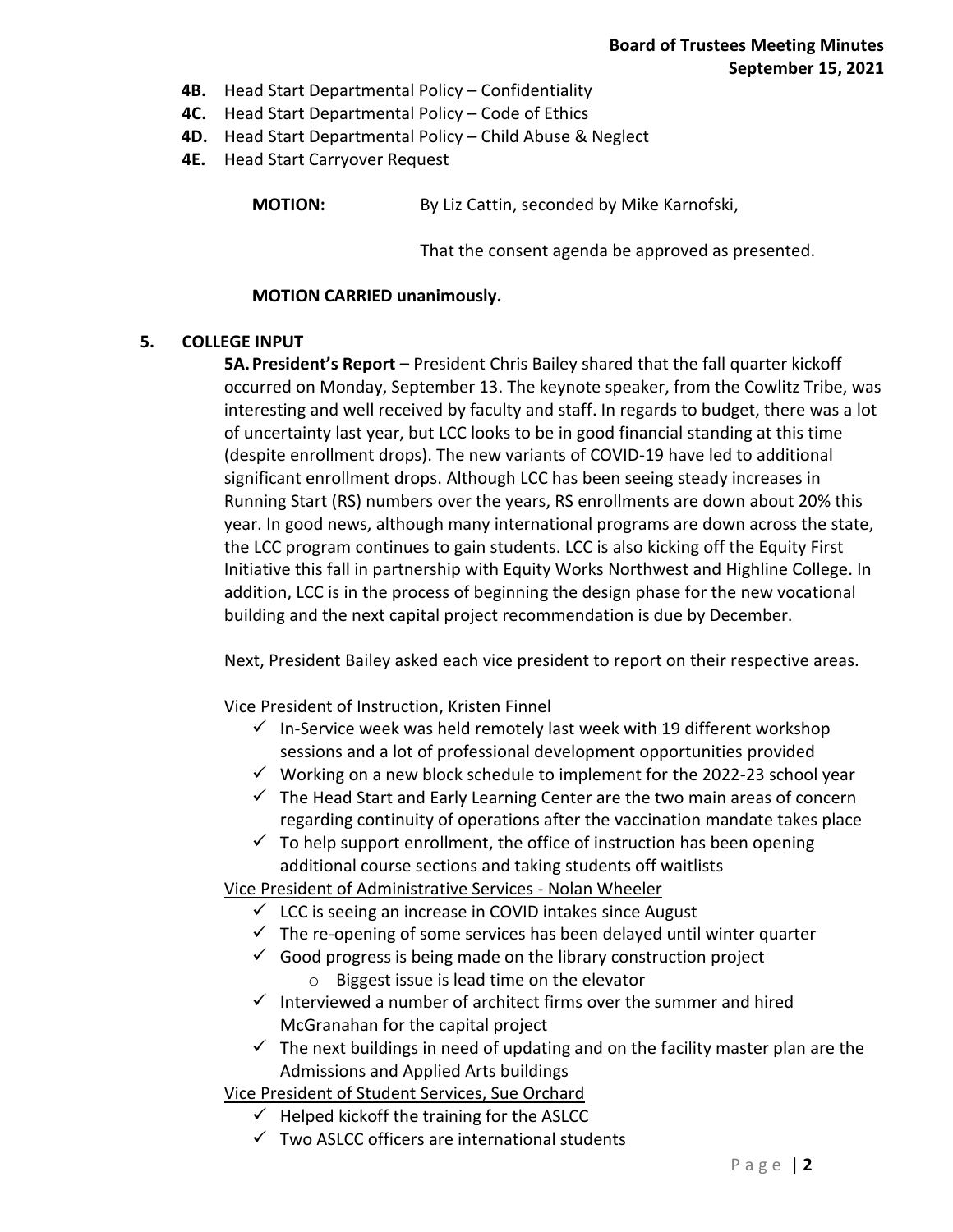- **4B.** Head Start Departmental Policy – Confidentiality
- **4C.** Head Start Departmental Policy – Code of Ethics
- **4D.** Head Start Departmental Policy – Child Abuse & Neglect
- **4E.** Head Start Carryover Request

**MOTION:** By Liz Cattin, seconded by Mike Karnofski,

That the consent agenda be approved as presented.

**MOTION CARRIED unanimously.**

## 5. COLLEGE INPUT

**5A. President's Report –** President Chris Bailey shared that the fall quarter kickoff occurred on Monday, September 13. The keynote speaker, from the Cowlitz Tribe, was interesting and well received by faculty and staff. In regards to budget, there was a lot of uncertainty last year, but LCC looks to be in good financial standing at this time (despite enrollment drops). The new variants of COVID-19 have led to additional significant enrollment drops. Although LCC has been seeing steady increases in Running Start (RS) numbers over the years, RS enrollments are down about 20% this year. In good news, although many international programs are down across the state, the LCC program continues to gain students. LCC is also kicking off the Equity First Initiative this fall in partnership with Equity Works Northwest and Highline College. In addition, LCC is in the process of beginning the design phase for the new vocational building and the next capital project recommendation is due by December.

Next, President Bailey asked each vice president to report on their respective areas.

Vice President of Instruction, Kristen Finnel

- ✓ In-Service week was held remotely last week with 19 different workshop sessions and a lot of professional development opportunities provided
- ✓ Working on a new block schedule to implement for the 2022-23 school year
- ✓ The Head Start and Early Learning Center are the two main areas of concern regarding continuity of operations after the vaccination mandate takes place
- ✓ To help support enrollment, the office of instruction has been opening additional course sections and taking students off waitlists

Vice President of Administrative Services - Nolan Wheeler

- ✓ LCC is seeing an increase in COVID intakes since August
- ✓ The re-opening of some services has been delayed until winter quarter
- ✓ Good progress is being made on the library construction project
  - Biggest issue is lead time on the elevator
- ✓ Interviewed a number of architect firms over the summer and hired McGranahan for the capital project
- ✓ The next buildings in need of updating and on the facility master plan are the Admissions and Applied Arts buildings

Vice President of Student Services, Sue Orchard

- ✓ Helped kickoff the training for the ASLCC
- ✓ Two ASLCC officers are international students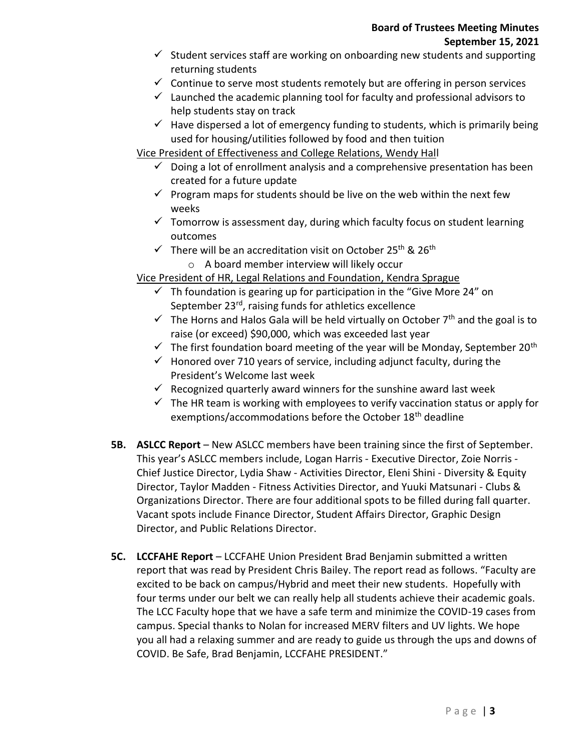- ✓ Student services staff are working on onboarding new students and supporting returning students
- ✓ Continue to serve most students remotely but are offering in person services
- ✓ Launched the academic planning tool for faculty and professional advisors to help students stay on track
- ✓ Have dispersed a lot of emergency funding to students, which is primarily being used for housing/utilities followed by food and then tuition

Vice President of Effectiveness and College Relations, Wendy Hall

- ✓ Doing a lot of enrollment analysis and a comprehensive presentation has been created for a future update
- ✓ Program maps for students should be live on the web within the next few weeks
- ✓ Tomorrow is assessment day, during which faculty focus on student learning outcomes
- ✓ There will be an accreditation visit on October 25th & 26th
    - A board member interview will likely occur

Vice President of HR, Legal Relations and Foundation, Kendra Sprague

- ✓ Th foundation is gearing up for participation in the "Give More 24" on September 23rd, raising funds for athletics excellence
- ✓ The Horns and Halos Gala will be held virtually on October 7th and the goal is to raise (or exceed) $90,000, which was exceeded last year
- ✓ The first foundation board meeting of the year will be Monday, September 20th
- ✓ Honored over 710 years of service, including adjunct faculty, during the President's Welcome last week
- ✓ Recognized quarterly award winners for the sunshine award last week
- ✓ The HR team is working with employees to verify vaccination status or apply for exemptions/accommodations before the October 18th deadline

**5B. ASLCC Report** – New ASLCC members have been training since the first of September. This year's ASLCC members include, Logan Harris - Executive Director, Zoie Norris - Chief Justice Director, Lydia Shaw - Activities Director, Eleni Shini - Diversity & Equity Director, Taylor Madden - Fitness Activities Director, and Yuuki Matsunari - Clubs & Organizations Director. There are four additional spots to be filled during fall quarter. Vacant spots include Finance Director, Student Affairs Director, Graphic Design Director, and Public Relations Director.

**5C. LCCFAHE Report** – LCCFAHE Union President Brad Benjamin submitted a written report that was read by President Chris Bailey. The report read as follows. "Faculty are excited to be back on campus/Hybrid and meet their new students. Hopefully with four terms under our belt we can really help all students achieve their academic goals. The LCC Faculty hope that we have a safe term and minimize the COVID-19 cases from campus. Special thanks to Nolan for increased MERV filters and UV lights. We hope you all had a relaxing summer and are ready to guide us through the ups and downs of COVID. Be Safe, Brad Benjamin, LCCFAHE PRESIDENT."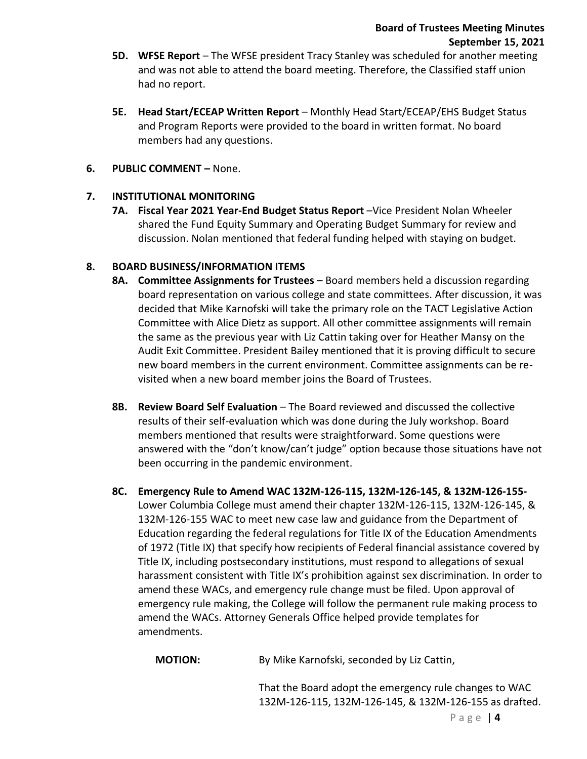- **5D. WFSE Report** – The WFSE president Tracy Stanley was scheduled for another meeting and was not able to attend the board meeting. Therefore, the Classified staff union had no report.

- **5E. Head Start/ECEAP Written Report** – Monthly Head Start/ECEAP/EHS Budget Status and Program Reports were provided to the board in written format. No board members had any questions.

**6. PUBLIC COMMENT –** None.

**7. INSTITUTIONAL MONITORING**

- **7A. Fiscal Year 2021 Year-End Budget Status Report** –Vice President Nolan Wheeler shared the Fund Equity Summary and Operating Budget Summary for review and discussion. Nolan mentioned that federal funding helped with staying on budget.

**8. BOARD BUSINESS/INFORMATION ITEMS**

- **8A. Committee Assignments for Trustees** – Board members held a discussion regarding board representation on various college and state committees. After discussion, it was decided that Mike Karnofski will take the primary role on the TACT Legislative Action Committee with Alice Dietz as support. All other committee assignments will remain the same as the previous year with Liz Cattin taking over for Heather Mansy on the Audit Exit Committee. President Bailey mentioned that it is proving difficult to secure new board members in the current environment. Committee assignments can be re-visited when a new board member joins the Board of Trustees.

- **8B. Review Board Self Evaluation** – The Board reviewed and discussed the collective results of their self-evaluation which was done during the July workshop. Board members mentioned that results were straightforward. Some questions were answered with the "don't know/can't judge" option because those situations have not been occurring in the pandemic environment.

- **8C. Emergency Rule to Amend WAC 132M-126-115, 132M-126-145, & 132M-126-155-** Lower Columbia College must amend their chapter 132M-126-115, 132M-126-145, & 132M-126-155 WAC to meet new case law and guidance from the Department of Education regarding the federal regulations for Title IX of the Education Amendments of 1972 (Title IX) that specify how recipients of Federal financial assistance covered by Title IX, including postsecondary institutions, must respond to allegations of sexual harassment consistent with Title IX's prohibition against sex discrimination. In order to amend these WACs, and emergency rule change must be filed. Upon approval of emergency rule making, the College will follow the permanent rule making process to amend the WACs. Attorney Generals Office helped provide templates for amendments.

  **MOTION:** By Mike Karnofski, seconded by Liz Cattin,

  That the Board adopt the emergency rule changes to WAC 132M-126-115, 132M-126-145, & 132M-126-155 as drafted.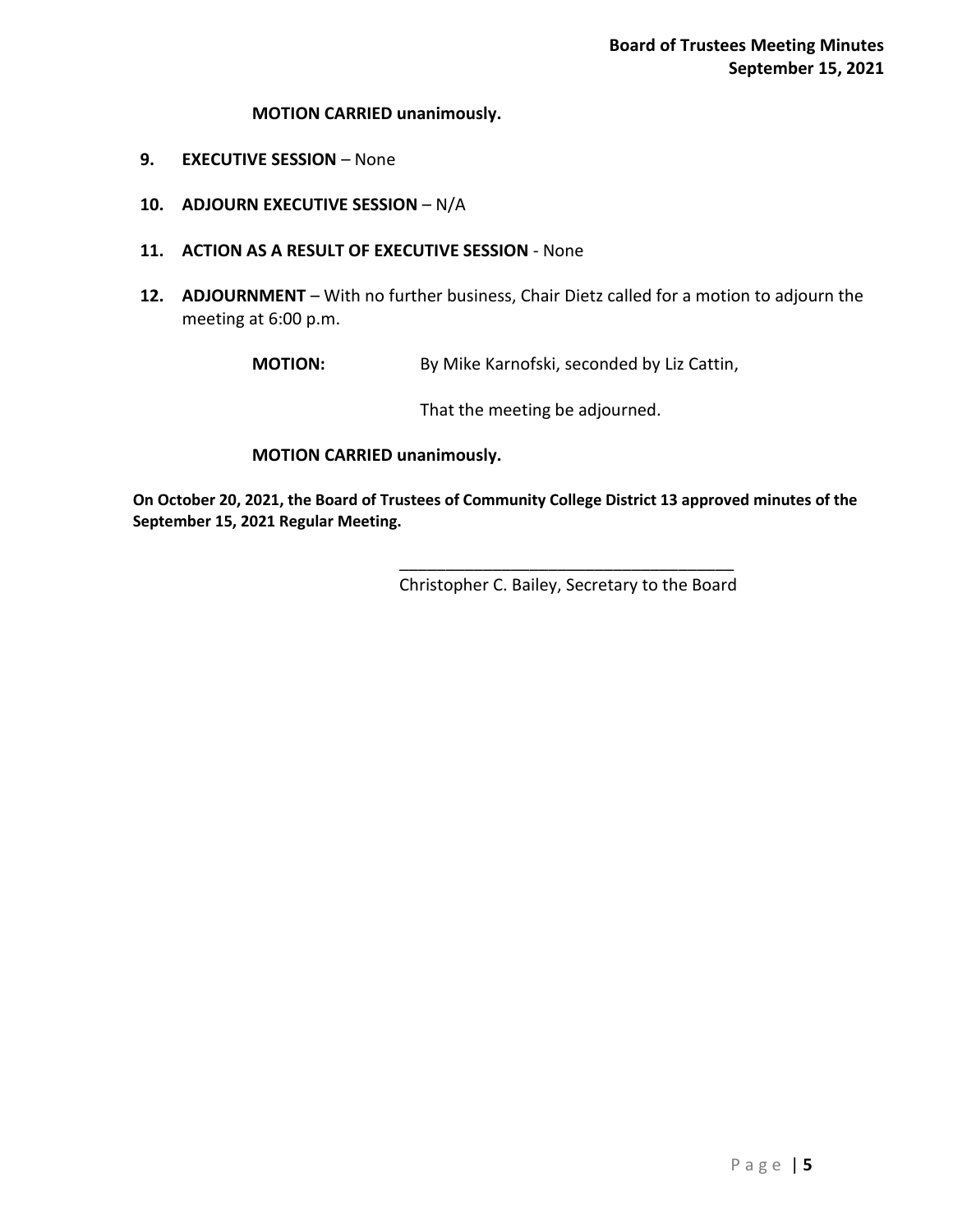**MOTION CARRIED unanimously.**

9. **EXECUTIVE SESSION** – None

10. **ADJOURN EXECUTIVE SESSION** – N/A

11. **ACTION AS A RESULT OF EXECUTIVE SESSION** - None

12. **ADJOURNMENT** – With no further business, Chair Dietz called for a motion to adjourn the meeting at 6:00 p.m.

**MOTION:** By Mike Karnofski, seconded by Liz Cattin,

That the meeting be adjourned.

**MOTION CARRIED unanimously.**

**On October 20, 2021, the Board of Trustees of Community College District 13 approved minutes of the September 15, 2021 Regular Meeting.**

_____________________________________
Christopher C. Bailey, Secretary to the Board